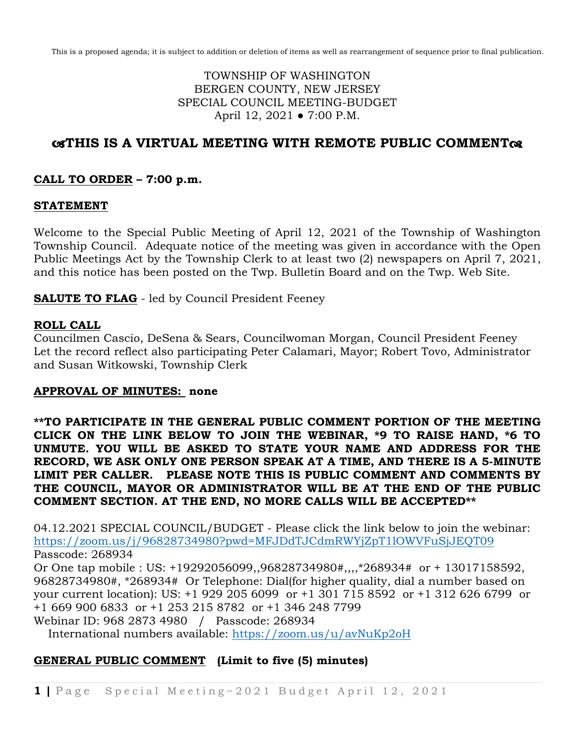This is a proposed agenda; it is subject to addition or deletion of items as well as rearrangement of sequence prior to final publication.

TOWNSHIP OF WASHINGTON
BERGEN COUNTY, NEW JERSEY
SPECIAL COUNCIL MEETING-BUDGET
April 12, 2021 ● 7:00 P.M.

## ☙THIS IS A VIRTUAL MEETING WITH REMOTE PUBLIC COMMENT❧

**CALL TO ORDER – 7:00 p.m.**

**STATEMENT**

Welcome to the Special Public Meeting of April 12, 2021 of the Township of Washington Township Council. Adequate notice of the meeting was given in accordance with the Open Public Meetings Act by the Township Clerk to at least two (2) newspapers on April 7, 2021, and this notice has been posted on the Twp. Bulletin Board and on the Twp. Web Site.

**SALUTE TO FLAG** - led by Council President Feeney

**ROLL CALL**

Councilmen Cascio, DeSena & Sears, Councilwoman Morgan, Council President Feeney
Let the record reflect also participating Peter Calamari, Mayor; Robert Tovo, Administrator and Susan Witkowski, Township Clerk

**APPROVAL OF MINUTES: none**

**\*\*TO PARTICIPATE IN THE GENERAL PUBLIC COMMENT PORTION OF THE MEETING CLICK ON THE LINK BELOW TO JOIN THE WEBINAR, \*9 TO RAISE HAND, \*6 TO UNMUTE. YOU WILL BE ASKED TO STATE YOUR NAME AND ADDRESS FOR THE RECORD, WE ASK ONLY ONE PERSON SPEAK AT A TIME, AND THERE IS A 5-MINUTE LIMIT PER CALLER. PLEASE NOTE THIS IS PUBLIC COMMENT AND COMMENTS BY THE COUNCIL, MAYOR OR ADMINISTRATOR WILL BE AT THE END OF THE PUBLIC COMMENT SECTION. AT THE END, NO MORE CALLS WILL BE ACCEPTED\*\***

04.12.2021 SPECIAL COUNCIL/BUDGET - Please click the link below to join the webinar:
https://zoom.us/j/96828734980?pwd=MFJDdTJCdmRWYjZpT1lOWVFuSjJEQT09
Passcode: 268934
Or One tap mobile : US: +19292056099,,96828734980#,,,,*268934# or + 13017158592, 96828734980#, *268934# Or Telephone: Dial(for higher quality, dial a number based on your current location): US: +1 929 205 6099 or +1 301 715 8592 or +1 312 626 6799 or +1 669 900 6833 or +1 253 215 8782 or +1 346 248 7799
Webinar ID: 968 2873 4980 / Passcode: 268934
International numbers available: https://zoom.us/u/avNuKp2oH

**GENERAL PUBLIC COMMENT (Limit to five (5) minutes)**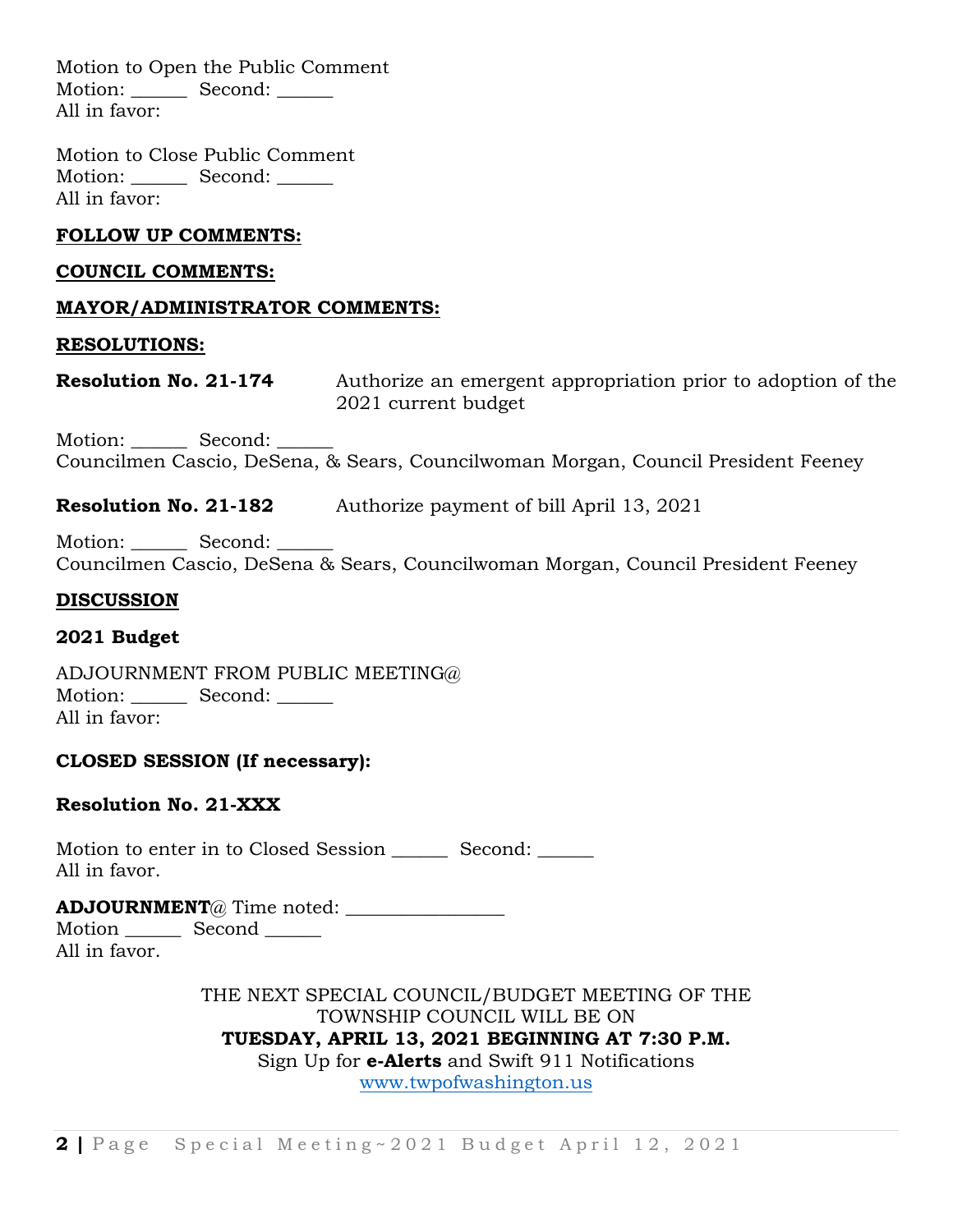Motion to Open the Public Comment
Motion: ______ Second: ______
All in favor:

Motion to Close Public Comment
Motion: ______ Second: ______
All in favor:

**FOLLOW UP COMMENTS:**

**COUNCIL COMMENTS:**

**MAYOR/ADMINISTRATOR COMMENTS:**

**RESOLUTIONS:**

**Resolution No. 21-174** Authorize an emergent appropriation prior to adoption of the 2021 current budget

Motion: ______ Second: ______
Councilmen Cascio, DeSena, & Sears, Councilwoman Morgan, Council President Feeney

**Resolution No. 21-182** Authorize payment of bill April 13, 2021

Motion: ______ Second: ______
Councilmen Cascio, DeSena & Sears, Councilwoman Morgan, Council President Feeney

**DISCUSSION**

**2021 Budget**

ADJOURNMENT FROM PUBLIC MEETING@
Motion: ______ Second: ______
All in favor:

**CLOSED SESSION (If necessary):**

**Resolution No. 21-XXX**

Motion to enter in to Closed Session ______ Second: ______
All in favor.

**ADJOURNMENT**@ Time noted: ________________
Motion ______ Second ______
All in favor.

THE NEXT SPECIAL COUNCIL/BUDGET MEETING OF THE TOWNSHIP COUNCIL WILL BE ON
**TUESDAY, APRIL 13, 2021 BEGINNING AT 7:30 P.M.**
Sign Up for **e-Alerts** and Swift 911 Notifications
www.twpofwashington.us